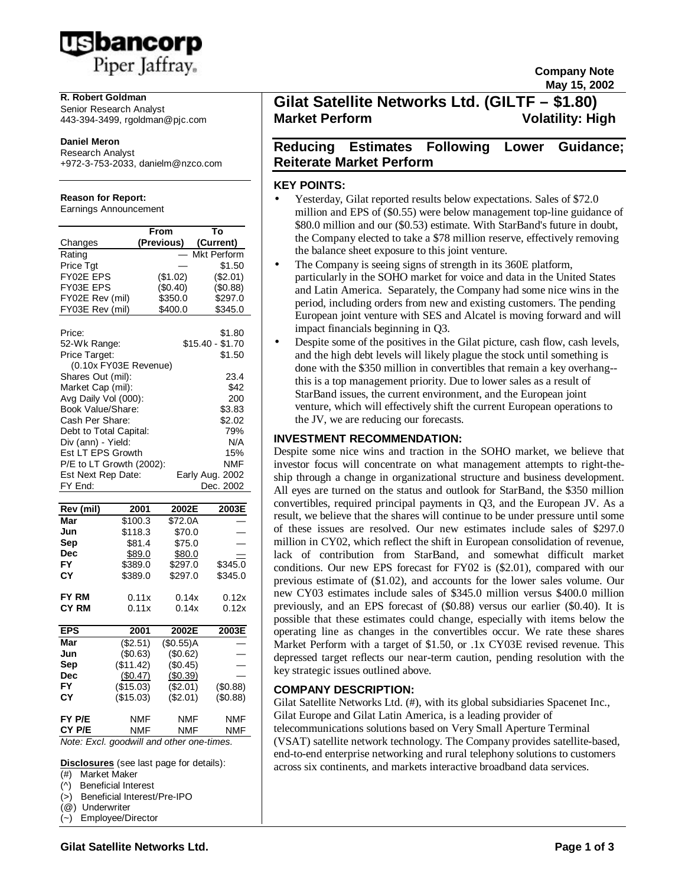usbancorp Piper Jaffray.

**Company Note**
**May 15, 2002**

**R. Robert Goldman**
Senior Research Analyst
443-394-3499, rgoldman@pjc.com

**Daniel Meron**
Research Analyst
+972-3-753-2033, danielm@nzco.com

**Reason for Report:**
Earnings Announcement

| Changes | From (Previous) | To (Current) |
|---|---|---|
| Rating | — | Mkt Perform |
| Price Tgt | — | $1.50 |
| FY02E EPS | ($1.02) | ($2.01) |
| FY03E EPS | ($0.40) | ($0.88) |
| FY02E Rev (mil) | $350.0 | $297.0 |
| FY03E Rev (mil) | $400.0 | $345.0 |

| | |
|---|---|
| Price: | $1.80 |
| 52-Wk Range: | $15.40 - $1.70 |
| Price Target: | $1.50 |
| (0.10x FY03E Revenue) | |
| Shares Out (mil): | 23.4 |
| Market Cap (mil): | $42 |
| Avg Daily Vol (000): | 200 |
| Book Value/Share: | $3.83 |
| Cash Per Share: | $2.02 |
| Debt to Total Capital: | 79% |
| Div (ann) - Yield: | N/A |
| Est LT EPS Growth | 15% |
| P/E to LT Growth (2002): | NMF |
| Est Next Rep Date: | Early Aug. 2002 |
| FY End: | Dec. 2002 |

| Rev (mil) | 2001 | 2002E | 2003E |
|---|---|---|---|
| Mar | $100.3 | $72.0A | — |
| Jun | $118.3 | $70.0 | — |
| Sep | $81.4 | $75.0 | — |
| Dec | $89.0 | $80.0 | — |
| FY | $389.0 | $297.0 | $345.0 |
| CY | $389.0 | $297.0 | $345.0 |
| | | | |
| FY RM | 0.11x | 0.14x | 0.12x |
| CY RM | 0.11x | 0.14x | 0.12x |

| EPS | 2001 | 2002E | 2003E |
|---|---|---|---|
| Mar | ($2.51) | ($0.55)A | — |
| Jun | ($0.63) | ($0.62) | — |
| Sep | ($11.42) | ($0.45) | — |
| Dec | ($0.47) | ($0.39) | — |
| FY | ($15.03) | ($2.01) | ($0.88) |
| CY | ($15.03) | ($2.01) | ($0.88) |
| | | | |
| FY P/E | NMF | NMF | NMF |
| CY P/E | NMF | NMF | NMF |

*Note: Excl. goodwill and other one-times.*

**Disclosures** (see last page for details):
(#) Market Maker
(^) Beneficial Interest
(>) Beneficial Interest/Pre-IPO
(@) Underwriter
(~) Employee/Director

# Gilat Satellite Networks Ltd. (GILTF – $1.80)

**Market Perform** **Volatility: High**

## Reducing Estimates Following Lower Guidance; Reiterate Market Perform

### KEY POINTS:

- Yesterday, Gilat reported results below expectations. Sales of $72.0 million and EPS of ($0.55) were below management top-line guidance of $80.0 million and our ($0.53) estimate. With StarBand's future in doubt, the Company elected to take a $78 million reserve, effectively removing the balance sheet exposure to this joint venture.
- The Company is seeing signs of strength in its 360E platform, particularly in the SOHO market for voice and data in the United States and Latin America. Separately, the Company had some nice wins in the period, including orders from new and existing customers. The pending European joint venture with SES and Alcatel is moving forward and will impact financials beginning in Q3.
- Despite some of the positives in the Gilat picture, cash flow, cash levels, and the high debt levels will likely plague the stock until something is done with the $350 million in convertibles that remain a key overhang--this is a top management priority. Due to lower sales as a result of StarBand issues, the current environment, and the European joint venture, which will effectively shift the current European operations to the JV, we are reducing our forecasts.

### INVESTMENT RECOMMENDATION:

Despite some nice wins and traction in the SOHO market, we believe that investor focus will concentrate on what management attempts to right-the-ship through a change in organizational structure and business development. All eyes are turned on the status and outlook for StarBand, the $350 million convertibles, required principal payments in Q3, and the European JV. As a result, we believe that the shares will continue to be under pressure until some of these issues are resolved. Our new estimates include sales of $297.0 million in CY02, which reflect the shift in European consolidation of revenue, lack of contribution from StarBand, and somewhat difficult market conditions. Our new EPS forecast for FY02 is ($2.01), compared with our previous estimate of ($1.02), and accounts for the lower sales volume. Our new CY03 estimates include sales of $345.0 million versus $400.0 million previously, and an EPS forecast of ($0.88) versus our earlier ($0.40). It is possible that these estimates could change, especially with items below the operating line as changes in the convertibles occur. We rate these shares Market Perform with a target of $1.50, or .1x CY03E revised revenue. This depressed target reflects our near-term caution, pending resolution with the key strategic issues outlined above.

### COMPANY DESCRIPTION:

Gilat Satellite Networks Ltd. (#), with its global subsidiaries Spacenet Inc., Gilat Europe and Gilat Latin America, is a leading provider of telecommunications solutions based on Very Small Aperture Terminal (VSAT) satellite network technology. The Company provides satellite-based, end-to-end enterprise networking and rural telephony solutions to customers across six continents, and markets interactive broadband data services.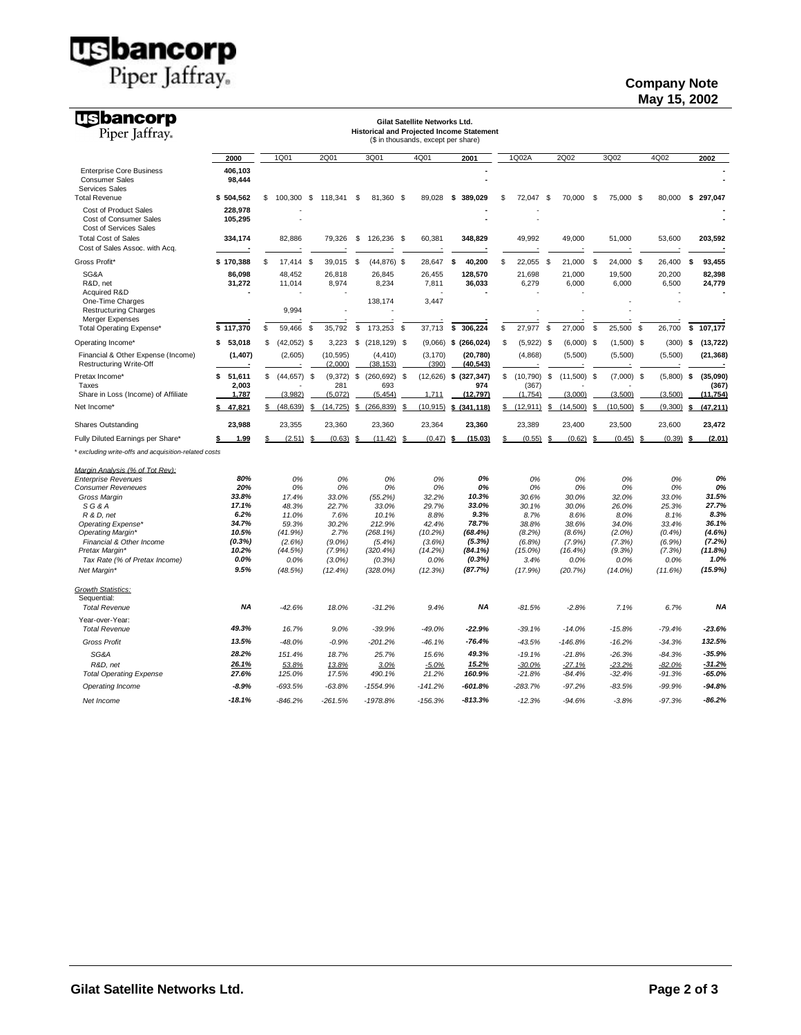**Company Note**
**May 15, 2002**

**Gilat Satellite Networks Ltd.**
**Historical and Projected Income Statement**
($ in thousands, except per share)

| | 2000 | 1Q01 | 2Q01 | 3Q01 | 4Q01 | 2001 | 1Q02A | 2Q02 | 3Q02 | 4Q02 | 2002 |
|---|---|---|---|---|---|---|---|---|---|---|---|
| Enterprise Core Business | 406,103 | | | | | - | | | | | - |
| Consumer Sales | 98,444 | | | | | - | | | | | - |
| Services Sales | | | | | | | | | | | |
| Total Revenue | $ 504,562 | $ 100,300 | $ 118,341 | $ 81,360 | $ 89,028 | $ 389,029 | $ 72,047 | $ 70,000 | $ 75,000 | $ 80,000 | $ 297,047 |
| Cost of Product Sales | 228,978 | - | | | | - | - | | | | - |
| Cost of Consumer Sales | 105,295 | - | | | | - | - | | | | - |
| Cost of Services Sales | | | | | | | | | | | |
| Total Cost of Sales | 334,174 | 82,886 | 79,326 | $ 126,236 | $ 60,381 | 348,829 | 49,992 | 49,000 | 51,000 | 53,600 | 203,592 |
| Cost of Sales Assoc. with Acq. | - | - | - | - | - | - | - | - | - | - | - |
| Gross Profit* | $ 170,388 | $ 17,414 | $ 39,015 | $ (44,876) | $ 28,647 | $ 40,200 | $ 22,055 | $ 21,000 | $ 24,000 | $ 26,400 | $ 93,455 |
| SG&A | 86,098 | 48,452 | 26,818 | 26,845 | 26,455 | 128,570 | 21,698 | 21,000 | 19,500 | 20,200 | 82,398 |
| R&D, net | 31,272 | 11,014 | 8,974 | 8,234 | 7,811 | 36,033 | 6,279 | 6,000 | 6,000 | 6,500 | 24,779 |
| Acquired R&D | - | - | - | | - | - | - | - | - | - | - |
| One-Time Charges | | | | 138,174 | 3,447 | | | | - | - | |
| Restructuring Charges | | 9,994 | | - | | | - | - | - | | |
| Merger Expenses | - | - | - | - | - | - | - | - | - | - | - |
| Total Operating Expense* | $ 117,370 | $ 59,466 | $ 35,792 | $ 173,253 | $ 37,713 | $ 306,224 | $ 27,977 | $ 27,000 | $ 25,500 | $ 26,700 | $ 107,177 |
| Operating Income* | $ 53,018 | $ (42,052) | $ 3,223 | $ (218,129) | $ (9,066) | $ (266,024) | $ (5,922) | $ (6,000) | $ (1,500) | $ (300) | $ (13,722) |
| Financial & Other Expense (Income) | (1,407) | (2,605) | (10,595) | (4,410) | (3,170) | (20,780) | (4,868) | (5,500) | (5,500) | (5,500) | (21,368) |
| Restructuring Write-Off | - | - | (2,000) | (38,153) | (390) | (40,543) | - | | | | |
| Pretax Income* | $ 51,611 | $ (44,657) | $ (9,372) | $ (260,692) | $ (12,626) | $ (327,347) | $ (10,790) | $ (11,500) | $ (7,000) | $ (5,800) | $ (35,090) |
| Taxes | 2,003 | - | 281 | 693 | - | 974 | (367) | - | - | - | (367) |
| Share in Loss (Income) of Affiliate | 1,787 | (3,982) | (5,072) | (5,454) | 1,711 | (12,797) | (1,754) | (3,000) | (3,500) | (3,500) | (11,754) |
| Net Income* | $ 47,821 | $ (48,639) | $ (14,725) | $ (266,839) | $ (10,915) | $ (341,118) | $ (12,911) | $ (14,500) | $ (10,500) | $ (9,300) | $ (47,211) |
| Shares Outstanding | 23,988 | 23,355 | 23,360 | 23,360 | 23,364 | 23,360 | 23,389 | 23,400 | 23,500 | 23,600 | 23,472 |
| Fully Diluted Earnings per Share* | $ 1.99 | $ (2.51) | $ (0.63) | $ (11.42) | $ (0.47) | $ (15.03) | $ (0.55) | $ (0.62) | $ (0.45) | $ (0.39) | $ (2.01) |

\* excluding write-offs and acquisition-related costs

| *Margin Analysis (% of Tot Rev):* | 2000 | 1Q01 | 2Q01 | 3Q01 | 4Q01 | 2001 | 1Q02A | 2Q02 | 3Q02 | 4Q02 | 2002 |
|---|---|---|---|---|---|---|---|---|---|---|---|
| Enterprise Revenues | 80% | 0% | 0% | 0% | 0% | 0% | 0% | 0% | 0% | 0% | 0% |
| Consumer Reveneues | 20% | 0% | 0% | 0% | 0% | 0% | 0% | 0% | 0% | 0% | 0% |
| Gross Margin | 33.8% | 17.4% | 33.0% | (55.2%) | 32.2% | 10.3% | 30.6% | 30.0% | 32.0% | 33.0% | 31.5% |
| S G & A | 17.1% | 48.3% | 22.7% | 33.0% | 29.7% | 33.0% | 30.1% | 30.0% | 26.0% | 25.3% | 27.7% |
| R & D, net | 6.2% | 11.0% | 7.6% | 10.1% | 8.8% | 9.3% | 8.7% | 8.6% | 8.0% | 8.1% | 8.3% |
| Operating Expense* | 34.7% | 59.3% | 30.2% | 212.9% | 42.4% | 78.7% | 38.8% | 38.6% | 34.0% | 33.4% | 36.1% |
| Operating Margin* | 10.5% | (41.9%) | 2.7% | (268.1%) | (10.2%) | (68.4%) | (8.2%) | (8.6%) | (2.0%) | (0.4%) | (4.6%) |
| Financial & Other Income | (0.3%) | (2.6%) | (9.0%) | (5.4%) | (3.6%) | (5.3%) | (6.8%) | (7.9%) | (7.3%) | (6.9%) | (7.2%) |
| Pretax Margin* | 10.2% | (44.5%) | (7.9%) | (320.4%) | (14.2%) | (84.1%) | (15.0%) | (16.4%) | (9.3%) | (7.3%) | (11.8%) |
| Tax Rate (% of Pretax Income) | 0.0% | 0.0% | (3.0%) | (0.3%) | 0.0% | (0.3%) | 3.4% | 0.0% | 0.0% | 0.0% | 1.0% |
| Net Margin* | 9.5% | (48.5%) | (12.4%) | (328.0%) | (12.3%) | (87.7%) | (17.9%) | (20.7%) | (14.0%) | (11.6%) | (15.9%) |

| *Growth Statistics:* | 2000 | 1Q01 | 2Q01 | 3Q01 | 4Q01 | 2001 | 1Q02A | 2Q02 | 3Q02 | 4Q02 | 2002 |
|---|---|---|---|---|---|---|---|---|---|---|---|
| Sequential: | | | | | | | | | | | |
| Total Revenue | NA | -42.6% | 18.0% | -31.2% | 9.4% | NA | -81.5% | -2.8% | 7.1% | 6.7% | NA |
| Year-over-Year: | | | | | | | | | | | |
| Total Revenue | 49.3% | 16.7% | 9.0% | -39.9% | -49.0% | -22.9% | -39.1% | -14.0% | -15.8% | -79.4% | -23.6% |
| Gross Profit | 13.5% | -48.0% | -0.9% | -201.2% | -46.1% | -76.4% | -43.5% | -146.8% | -16.2% | -34.3% | 132.5% |
| SG&A | 28.2% | 151.4% | 18.7% | 25.7% | 15.6% | 49.3% | -19.1% | -21.8% | -26.3% | -84.3% | -35.9% |
| R&D, net | 26.1% | 53.8% | 13.8% | 3.0% | -5.0% | 15.2% | -30.0% | -27.1% | -23.2% | -82.0% | -31.2% |
| Total Operating Expense | 27.6% | 125.0% | 17.5% | 490.1% | 21.2% | 160.9% | -21.8% | -84.4% | -32.4% | -91.3% | -65.0% |
| Operating Income | -8.9% | -693.5% | -63.8% | -1554.9% | -141.2% | -601.8% | -283.7% | -97.2% | -83.5% | -99.9% | -94.8% |
| Net Income | -18.1% | -846.2% | -261.5% | -1978.8% | -156.3% | -813.3% | -12.3% | -94.6% | -3.8% | -97.3% | -86.2% |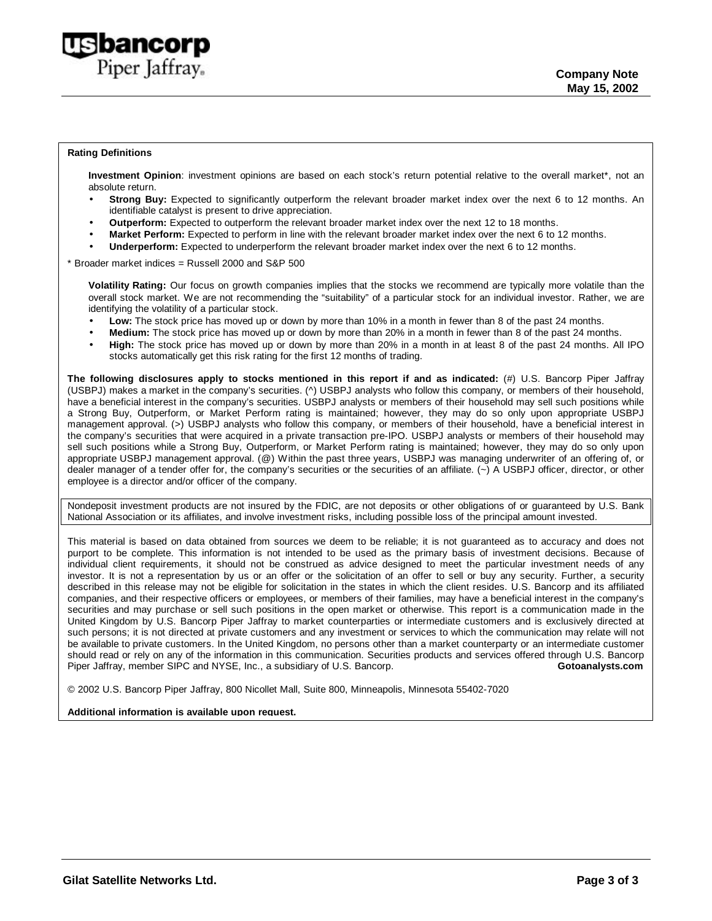## Rating Definitions

**Investment Opinion**: investment opinions are based on each stock's return potential relative to the overall market*, not an absolute return.

- **Strong Buy:** Expected to significantly outperform the relevant broader market index over the next 6 to 12 months. An identifiable catalyst is present to drive appreciation.
- **Outperform:** Expected to outperform the relevant broader market index over the next 12 to 18 months.
- **Market Perform:** Expected to perform in line with the relevant broader market index over the next 6 to 12 months.
- **Underperform:** Expected to underperform the relevant broader market index over the next 6 to 12 months.

* Broader market indices = Russell 2000 and S&P 500

**Volatility Rating:** Our focus on growth companies implies that the stocks we recommend are typically more volatile than the overall stock market. We are not recommending the "suitability" of a particular stock for an individual investor. Rather, we are identifying the volatility of a particular stock.

- **Low:** The stock price has moved up or down by more than 10% in a month in fewer than 8 of the past 24 months.
- **Medium:** The stock price has moved up or down by more than 20% in a month in fewer than 8 of the past 24 months.
- **High:** The stock price has moved up or down by more than 20% in a month in at least 8 of the past 24 months. All IPO stocks automatically get this risk rating for the first 12 months of trading.

**The following disclosures apply to stocks mentioned in this report if and as indicated:** (#) U.S. Bancorp Piper Jaffray (USBPJ) makes a market in the company's securities. (^) USBPJ analysts who follow this company, or members of their household, have a beneficial interest in the company's securities. USBPJ analysts or members of their household may sell such positions while a Strong Buy, Outperform, or Market Perform rating is maintained; however, they may do so only upon appropriate USBPJ management approval. (>) USBPJ analysts who follow this company, or members of their household, have a beneficial interest in the company's securities that were acquired in a private transaction pre-IPO. USBPJ analysts or members of their household may sell such positions while a Strong Buy, Outperform, or Market Perform rating is maintained; however, they may do so only upon appropriate USBPJ management approval. (@) Within the past three years, USBPJ was managing underwriter of an offering of, or dealer manager of a tender offer for, the company's securities or the securities of an affiliate. (~) A USBPJ officer, director, or other employee is a director and/or officer of the company.

Nondeposit investment products are not insured by the FDIC, are not deposits or other obligations of or guaranteed by U.S. Bank National Association or its affiliates, and involve investment risks, including possible loss of the principal amount invested.

This material is based on data obtained from sources we deem to be reliable; it is not guaranteed as to accuracy and does not purport to be complete. This information is not intended to be used as the primary basis of investment decisions. Because of individual client requirements, it should not be construed as advice designed to meet the particular investment needs of any investor. It is not a representation by us or an offer or the solicitation of an offer to sell or buy any security. Further, a security described in this release may not be eligible for solicitation in the states in which the client resides. U.S. Bancorp and its affiliated companies, and their respective officers or employees, or members of their families, may have a beneficial interest in the company's securities and may purchase or sell such positions in the open market or otherwise. This report is a communication made in the United Kingdom by U.S. Bancorp Piper Jaffray to market counterparties or intermediate customers and is exclusively directed at such persons; it is not directed at private customers and any investment or services to which the communication may relate will not be available to private customers. In the United Kingdom, no persons other than a market counterparty or an intermediate customer should read or rely on any of the information in this communication. Securities products and services offered through U.S. Bancorp Piper Jaffray, member SIPC and NYSE, Inc., a subsidiary of U.S. Bancorp. **Gotoanalysts.com**

© 2002 U.S. Bancorp Piper Jaffray, 800 Nicollet Mall, Suite 800, Minneapolis, Minnesota 55402-7020

**Additional information is available upon request.**